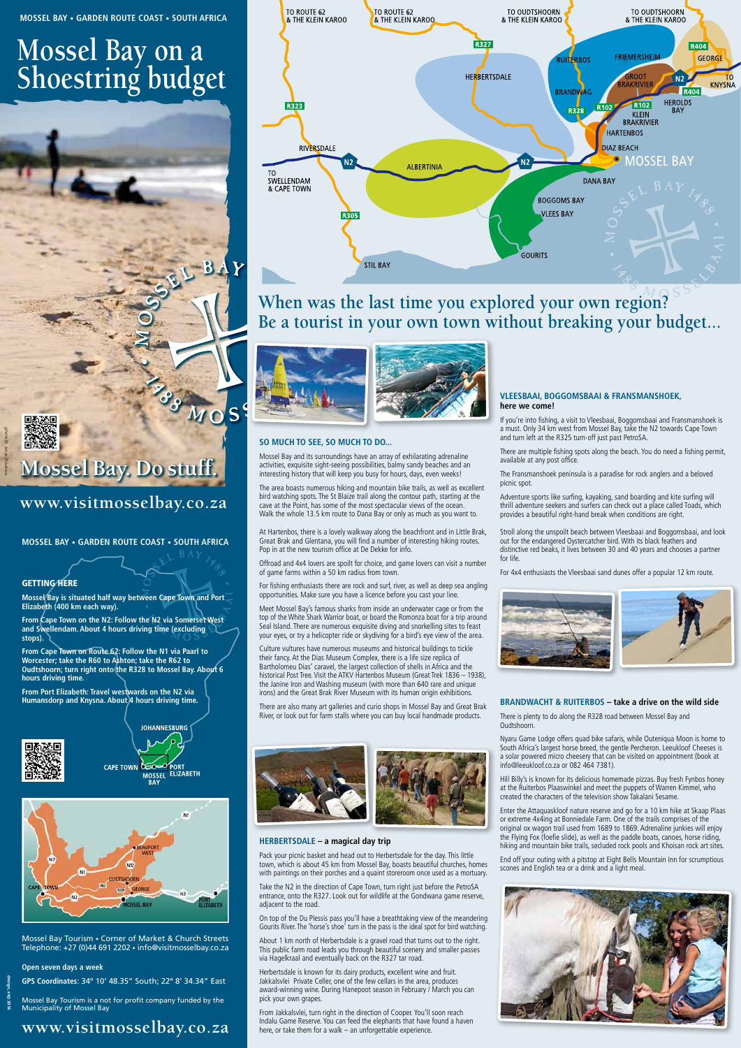MOSSEL BAY • GARDEN ROUTE COAST • SOUTH AFRICA

# Mossel Bay on a Shoestring budget

## Mossel Bay. Do stuff.

www.visitmosselbay.co.za

MOSSEL BAY • GARDEN ROUTE COAST • SOUTH AFRICA

### GETTING HERE

**Mossel Bay is situated half way between Cape Town and Port Elizabeth (400 km each way).**

**From Cape Town on the N2: Follow the N2 via Somerset West and Swellendam. About 4 hours driving time (excluding stops).**

**From Cape Town on Route 62: Follow the N1 via Paarl to Worcester; take the R60 to Ashton; take the R62 to Oudtshoorn; turn right onto the R328 to Mossel Bay. About 6 hours driving time.**

**From Port Elizabeth: Travel westwards on the N2 via Humansdorp and Knysna. About 4 hours driving time.**

Mossel Bay Tourism • Corner of Market & Church Streets
Telephone: +27 (0)44 691 2202 • info@visitmosselbay.co.za

**Open seven days a week**

**GPS Coordinates: 34° 10' 48.35" South; 22° 8' 34.34" East**

Mossel Bay Tourism is a not for profit company funded by the Municipality of Mossel Bay

www.visitmosselbay.co.za

# When was the last time you explored your own region? Be a tourist in your own town without breaking your budget...

### SO MUCH TO SEE, SO MUCH TO DO...

Mossel Bay and its surroundings have an array of exhilarating adrenaline activities, exquisite sight-seeing possibilities, balmy sandy beaches and an interesting history that will keep you busy for hours, days, even weeks!

The area boasts numerous hiking and mountain bike trails, as well as excellent bird watching spots. The St Blaize trail along the contour path, starting at the cave at the Point, has some of the most spectacular views of the ocean. Walk the whole 13.5 km route to Dana Bay or only as much as you want to.

At Hartenbos, there is a lovely walkway along the beachfront and in Little Brak, Great Brak and Glentana, you will find a number of interesting hiking routes. Pop in at the new tourism office at De Dekke for info.

Offroad and 4x4 lovers are spoilt for choice, and game lovers can visit a number of game farms within a 50 km radius from town.

For fishing enthusiasts there are rock and surf, river, as well as deep sea angling options. Make sure you have a licence before you cast your line.

Meet Mossel Bay's famous sharks from inside an underwater cage or from the top of the White Shark Warrior boat, or board the Romonza boat for a trip around Seal Island. There are numerous exquisite diving and snorkelling sites to feast your eyes, or try a helicopter ride or skydiving for a bird's eye view of the area.

Culture vultures have numerous museums and historical buildings to tickle their fancy. At the Dias Museum Complex, there is a life size replica of Bartholomeu Dias' caravel, the largest collection of shells in Africa and the historical Post Tree. Visit the ATKV Hartenbos Museum (Great Trek 1836 – 1938), the Janine Iron and Washing museum (with more than 640 rare and unique irons) and the Great Brak River Museum with its human origin exhibitions.

There are also many art galleries and curio shops in Mossel Bay and Great Brak River, or look out for farm stalls where you can buy local handmade products.

### HERBERTSDALE – a magical day trip

Pack your picnic basket and head out to Herbertsdale for the day. This little town, which is about 45 km from Mossel Bay, boasts beautiful churches, homes with paintings on their porches and a quaint storeroom once used as a mortuary.

Take the N2 in the direction of Cape Town, turn right just before the PetroSA entrance, onto the R327. Look out for wildlife at the Gondwana game reserve, adjacent to the road.

On top of the Du Plessis pass you'll have a breathtaking view of the meandering Gourits River. The 'horse's shoe' turn in the pass is the ideal spot for bird watching.

About 1 km north of Herbertsdale is a gravel road that turns out to the right. This public farm road leads you through beautiful scenery and smaller passes via Hagelkraal and eventually back on the R327 tar road.

Herbertsdale is known for its dairy products, excellent wine and fruit. Jakkalsvlei Private Cellar, one of the few cellars in the area, produces award-winning wine. During Hanepoot season in February / March you can pick your own grapes.

From Jakkalsvlei, turn right in the direction of Cooper. You'll soon reach Indalu Game Reserve. You can feed the elephants that have found a haven here, or take them for a walk – an unforgettable experience.

### VLEESBAAI, BOGGOMSBAAI & FRANSMANSHOEK, here we come!

If you're into fishing, a visit to Vleesbaai, Boggomsbaai and Fransmanshoek is a must. Only 34 km west from Mossel Bay, take the N2 towards Cape Town and turn left at the R325 turn-off just past PetroSA.

There are multiple fishing spots along the beach. You do need a fishing permit, available at any post office.

The Fransmanshoek peninsula is a paradise for rock anglers and a beloved picnic spot.

Adventure sports like surfing, kayaking, sand boarding and kite surfing will thrill adventure seekers and surfers can check out a place called Toads, which provides a beautiful right-hand break when conditions are right.

Stroll along the unspoilt beach between Vleesbaai and Boggomsbaai, and look out for the endangered Oystercatcher bird. With its black feathers and distinctive red beaks, it lives between 30 and 40 years and chooses a partner for life.

For 4x4 enthusiasts the Vleesbaai sand dunes offer a popular 12 km route.

### BRANDWACHT & RUITERBOS – take a drive on the wild side

There is plenty to do along the R328 road between Mossel Bay and Oudtshoorn.

Nyaru Game Lodge offers quad bike safaris, while Outeniqua Moon is home to South Africa's largest horse breed, the gentle Percheron. Leeukloof Cheeses is a solar powered micro cheesery that can be visited on appointment (book at info@leeukloof.co.za or 082 464 7381).

Hill Billy's is known for its delicious homemade pizzas. Buy fresh Fynbos honey at the Ruiterbos Plaaswinkel and meet the puppets of Werren Kimmel, who created the characters of the television show Takalani Sesame.

Enter the Attaquaskloof nature reserve and go for a 10 km hike at Skaap Plaas or extreme 4x4ing at Bonniedale Farm. One of the trails comprises of the original ox wagon trail used from 1689 to 1869. Adrenaline junkies will enjoy the Flying Fox (foefie slide), as well as the paddle boats, canoes, horse riding, hiking and mountain bike trails, secluded rock pools and Khoisan rock art sites.

End off your outing with a pitstop at Eight Bells Mountain Inn for scrumptious scones and English tea or a drink and a light meal.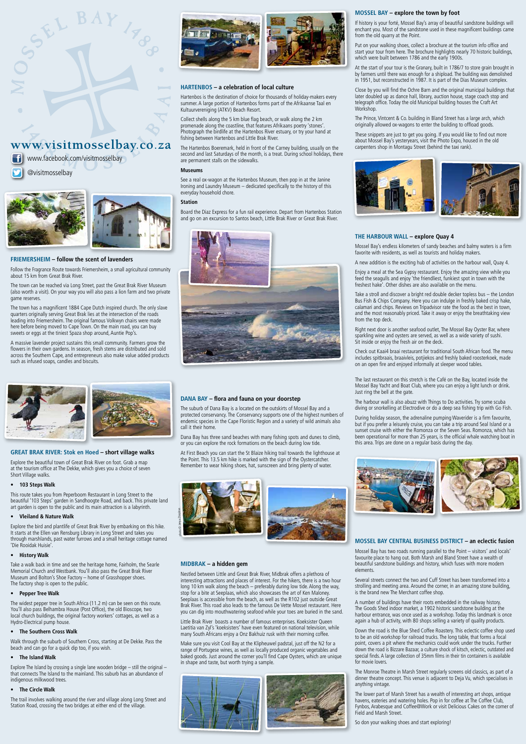www.visitmosselbay.co.za

www.facebook.com/visitmosselbay

@visitmosselbay

## FRIEMERSHEIM – follow the scent of lavenders

Follow the Fragrance Route towards Friemersheim, a small agricultural community about 15 km from Great Brak River.

The town can be reached via Long Street, past the Great Brak River Museum (also worth a visit). On your way you will also pass a lion farm and two private game reserves.

The town has a magnificent 1884 Cape Dutch inspired church. The only slave quarters originally serving Great Brak lies at the intersection of the roads leading into Friemersheim. The original famous Volkwyn chairs were made here before being moved to Cape Town. On the main road, you can buy sweets or eggs at the tiniest Spaza shop around, Auntie Pop's.

A massive lavender project sustains this small community. Farmers grow the flowers in their own gardens. In season, fresh stems are distributed and sold across the Southern Cape, and entrepreneurs also make value added products such as infused soaps, candles and biscuits.

## GREAT BRAK RIVER: Stok en Hoed – short village walks

Explore the beautiful town of Great Brak River on foot. Grab a map at the tourism office at The Dekke, which gives you a choice of seven Short Village walks.

- **103 Steps Walk**

This route takes you from Peperboom Restaurant in Long Street to the beautiful '103 Steps' garden in Sandhoogte Road, and back. This private land art garden is open to the public and its main attraction is a labyrinth.

- **Vleiland & Nature Walk**

Explore the bird and plantlife of Great Brak River by embarking on this hike. It starts at the Ellen van Rensburg Library in Long Street and takes you through marshlands, past water furrows and a small heritage cottage named 'Die Rooidak Huisie'.

- **History Walk**

Take a walk back in time and see the heritage home, Fairholm, the Searle Memorial Church and Westbank. You'll also pass the Great Brak River Museum and Bolton's Shoe Factory – home of Grasshopper shoes. The factory shop is open to the public.

- **Pepper Tree Walk**

The widest pepper tree in South Africa (11.2 m) can be seen on this route. You'll also pass Belhambra House (Post Office), the old Bioscope, two local church buildings, the original factory workers' cottages, as well as a Hydro-Electrical pump house.

- **The Southern Cross Walk**

Walk through the suburb of Southern Cross, starting at De Dekke. Pass the beach and can go for a quick dip too, if you wish.

- **The Island Walk**

Explore The Island by crossing a single lane wooden bridge – still the original – that connects The Island to the mainland. This suburb has an abundance of indigenous milkwood trees.

- **The Circle Walk**

The trail involves walking around the river and village along Long Street and Station Road, crossing the two bridges at either end of the village.

## HARTENBOS – a celebration of local culture

Hartenbos is the destination of choice for thousands of holiday-makers every summer. A large portion of Hartenbos forms part of the Afrikaanse Taal en Kultuurvereniging (ATKV) Beach Resort.

Collect shells along the 5 km blue flag beach, or walk along the 2 km promenade along the coastline, that features Afrikaans poetry 'stones'. Photograph the birdlife at the Hartenbos River estuary, or try your hand at fishing between Hartenbos and Little Brak River.

The Hartenbos Boeremark, held in front of the Carney building, usually on the second and last Saturdays of the month, is a treat. During school holidays, there are permanent stalls on the sidewalks.

### Museums

See a real ox-wagon at the Hartenbos Museum, then pop in at the Janine Ironing and Laundry Museum – dedicated specifically to the history of this everyday household chore.

### Station

Board the Diaz Express for a fun rail experience. Depart from Hartenbos Station and go on an excursion to Santos beach, Little Brak River or Great Brak River.

## DANA BAY – flora and fauna on your doorstep

The suburb of Dana Bay is a located on the outskirts of Mossel Bay and a protected conservancy. The Conservancy supports one of the highest numbers of endemic species in the Cape Floristic Region and a variety of wild animals also call it their home.

Dana Bay has three sand beaches with many fishing spots and dunes to climb, or you can explore the rock formations on the beach during low tide.

At First Beach you can start the St Blaize hiking trail towards the lighthouse at the Point. This 13.5 km hike is marked with the sign of the Oystercatcher. Remember to wear hiking shoes, hat, sunscreen and bring plenty of water.

## MIDBRAK – a hidden gem

Nestled between Little and Great Brak River, Midbrak offers a plethora of interesting attractions and places of interest. For the hikers, there is a two hour long 10 km walk along the beach – preferably during low tide. Along the way, stop for a bite at Seeplaas, which also showcases the art of Ken Maloney. Seeplaas is accessible from the beach, as well as the R102 just outside Great Brak River. This road also leads to the famous De Vette Mossel restaurant. Here you can dig into mouthwatering seafood while your toes are buried in the sand.

Little Brak River boasts a number of famous enterprises. Koeksister Queen Laetitia van Zyl's 'koeksisters' have even featured on national television, while many South Africans enjoy a Onz Bakhuiz rusk with their morning coffee.

Make sure you visit Cool Bay at the Klipheuwel padstal, just off the N2 for a range of Portugese wines, as well as locally produced organic vegetables and baked goods. Just around the corner you'll find Cape Oysters, which are unique in shape and taste, but worth trying a sample.

## MOSSEL BAY – explore the town by foot

If history is your forté, Mossel Bay's array of beautiful sandstone buildings will enchant you. Most of the sandstone used in these magnificent buildings came from the old quarry at the Point.

Put on your walking shoes, collect a brochure at the tourism info office and start your tour from here. The brochure highlights nearly 70 historic buildings, which were built between 1786 and the early 1900s.

At the start of your tour is the Granary, built in 1786/7 to store grain brought in by farmers until there was enough for a shipload. The building was demolished in 1951, but reconstructed in 1987. It is part of the Dias Museum complex.

Close by you will find the Ochre Barn and the original municipal buildings that later doubled up as dance hall, library, auction house, stage coach stop and telegraph office. Today the old Municipal building houses the Craft Art Workshop.

The Prince, Vintcent & Co. building in Bland Street has a large arch, which originally allowed ox-wagons to enter the building to offload goods.

These snippets are just to get you going. If you would like to find out more about Mossel Bay's yesteryears, visit the Photo Expo, housed in the old carpenters shop in Montagu Street (behind the taxi rank).

## THE HARBOUR WALL – explore Quay 4

Mossel Bay's endless kilometers of sandy beaches and balmy waters is a firm favorite with residents, as well as tourists and holiday makers.

A new addition is the exciting hub of activities on the harbour wall, Quay 4.

Enjoy a meal at the Sea Gypsy restaurant. Enjoy the amazing view while you feed the seagulls and enjoy 'the friendliest, funkiest spot in town with the freshest hake'. Other dishes are also available on the menu.

Take a stroll and discover a bright red double decker topless bus – the London Bus Fish & Chips Company. Here you can indulge in freshly baked crisp hake, calamari and chips. Reviews on Tripadvisor rate the food as the best in town, and the most reasonably priced. Take it away or enjoy the breathtaking view from the top deck.

Right next door is another seafood outlet, The Mossel Bay Oyster Bar, where sparkling wine and oysters are served, as well as a wide variety of sushi. Sit inside or enjoy the fresh air on the deck.

Check out Kaai4 braai restaurant for traditional South African food. The menu includes spitbraais, braaivleis, potjiekos and freshly baked roosterkoek, made on an open fire and enjoyed informally at sleeper wood tables.

The last restaurant on this stretch is the Café on the Bay, located inside the Mossel Bay Yacht and Boat Club, where you can enjoy a light lunch or drink. Just ring the bell at the gate.

The harbour wall is also abuzz with Things to Do activities. Try some scuba diving or snorkelling at Electrodive or do a deep sea fishing trip with Go Fish.

During holiday season, the adrenaline pumping Waverider is a firm favourite, but if you prefer a leisurely cruise, you can take a trip around Seal Island or a sunset cruise with either the Romonza or the Seven Seas. Romonza, which has been operational for more than 25 years, is the official whale watching boat in this area. Trips are done on a regular basis during the day.

## MOSSEL BAY CENTRAL BUSINESS DISTRICT – an eclectic fusion

Mossel Bay has two roads running parallel to the Point – visitors' and locals' favourite place to hang out. Both Marsh and Bland Street have a wealth of beautiful sandstone buildings and history, which fuses with more modern elements.

Several streets connect the two and Cuff Street has been transformed into a strolling and meeting area. Around the corner, in an amazing stone building, is the brand new The Merchant coffee shop.

A number of buildings have their roots embedded in the railway history. The Goods Shed indoor market, a 1902 historic sandstone building at the harbour entrance, was once used as a workshop. Today this landmark is once again a hub of activity, with 80 shops selling a variety of quality products.

Down the road is the Blue Shed Coffee Roastery. This eclectic coffee shop used to be an old workshop for railroad trucks. The long table, that forms a focal point, covers a pit where the mechanics could work under the trucks. Further down the road is Bizzare Bazaar, a culture shock of kitsch, eclectic, outdated and special finds. A large collection of 35mm films in their tin containers is available for movie lovers.

The Monroe Theatre in Marsh Street regularly screens old classics, as part of a dinner theatre concept. This venue is adjacent to Deja Vu, which specialises in anything vintage.

The lower part of Marsh Street has a wealth of interesting art shops, antique havens, eateries and watering holes. Pop in for coffee at The Coffee Club, Fynbos, Arabesque and Coffee@Work or visit Delicious Cakes on the corner of Field and Marsh Street.

So don your walking shoes and start exploring!